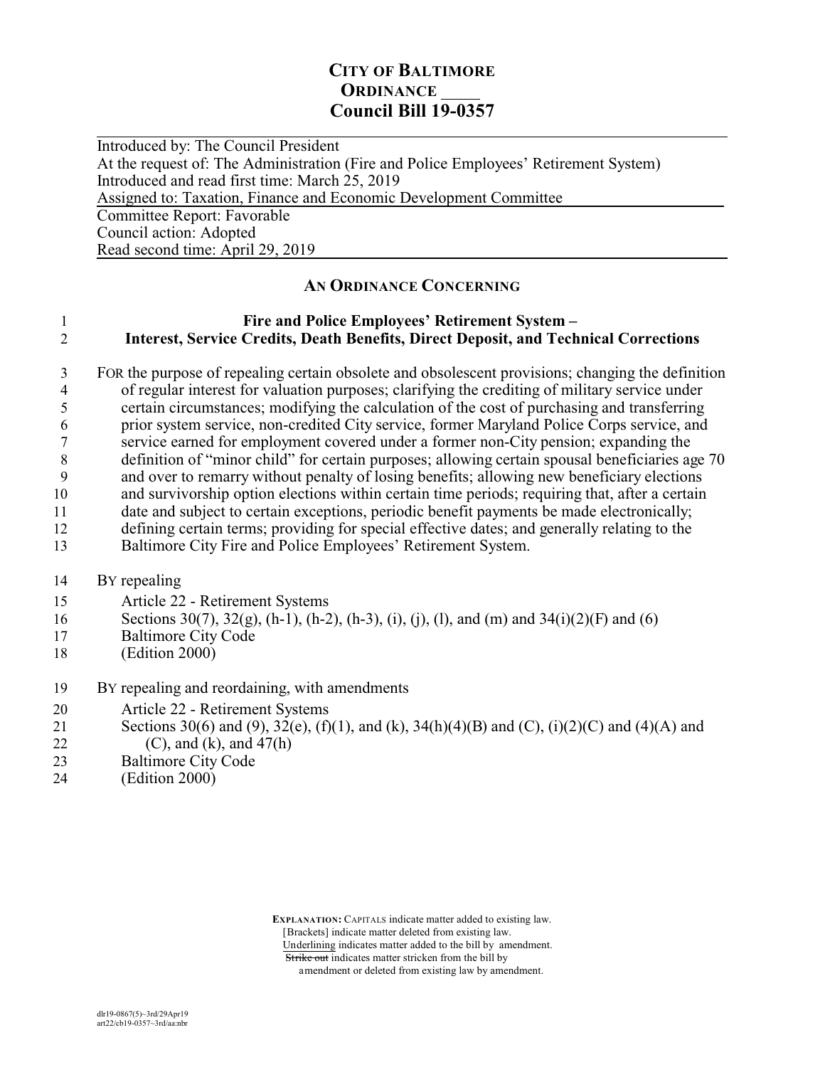# CITY OF BALTIMORE
## ORDINANCE ____
## Council Bill 19-0357

Introduced by: The Council President
At the request of: The Administration (Fire and Police Employees' Retirement System)
Introduced and read first time: March 25, 2019
Assigned to: Taxation, Finance and Economic Development Committee
Committee Report: Favorable
Council action: Adopted
Read second time: April 29, 2019

### AN ORDINANCE CONCERNING

**Fire and Police Employees' Retirement System –**
**Interest, Service Credits, Death Benefits, Direct Deposit, and Technical Corrections**

FOR the purpose of repealing certain obsolete and obsolescent provisions; changing the definition of regular interest for valuation purposes; clarifying the crediting of military service under certain circumstances; modifying the calculation of the cost of purchasing and transferring prior system service, non-credited City service, former Maryland Police Corps service, and service earned for employment covered under a former non-City pension; expanding the definition of "minor child" for certain purposes; allowing certain spousal beneficiaries age 70 and over to remarry without penalty of losing benefits; allowing new beneficiary elections and survivorship option elections within certain time periods; requiring that, after a certain date and subject to certain exceptions, periodic benefit payments be made electronically; defining certain terms; providing for special effective dates; and generally relating to the Baltimore City Fire and Police Employees' Retirement System.

BY repealing
Article 22 - Retirement Systems
Sections 30(7), 32(g), (h-1), (h-2), (h-3), (i), (j), (l), and (m) and 34(i)(2)(F) and (6)
Baltimore City Code
(Edition 2000)

BY repealing and reordaining, with amendments
Article 22 - Retirement Systems
Sections 30(6) and (9), 32(e), (f)(1), and (k), 34(h)(4)(B) and (C), (i)(2)(C) and (4)(A) and (C), and (k), and 47(h)
Baltimore City Code
(Edition 2000)

**EXPLANATION:** CAPITALS indicate matter added to existing law.
[Brackets] indicate matter deleted from existing law.
Underlining indicates matter added to the bill by amendment.
~~Strike out~~ indicates matter stricken from the bill by amendment or deleted from existing law by amendment.

dlr19-0867(5)~3rd/29Apr19
art22/cb19-0357~3rd/aa:nbr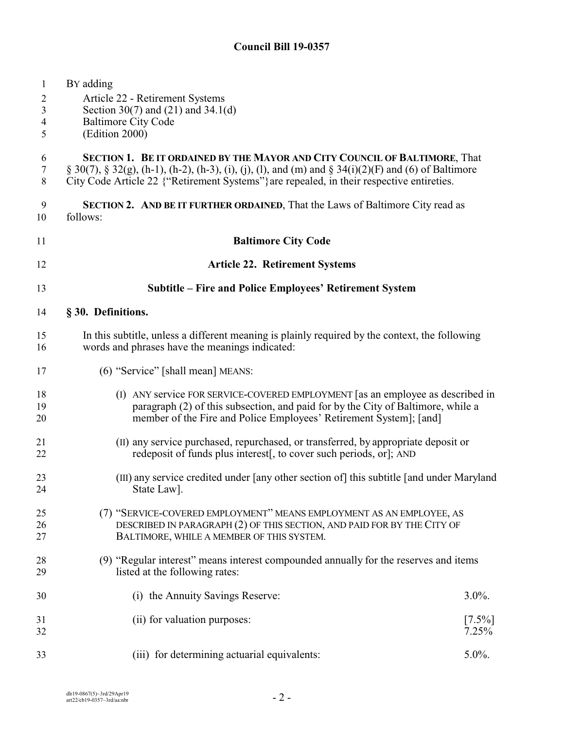**Council Bill 19-0357**

BY adding
Article 22 - Retirement Systems
Section 30(7) and (21) and 34.1(d)
Baltimore City Code
(Edition 2000)

**SECTION 1. BE IT ORDAINED BY THE MAYOR AND CITY COUNCIL OF BALTIMORE**, That § 30(7), § 32(g), (h-1), (h-2), (h-3), (i), (j), (l), and (m) and § 34(i)(2)(F) and (6) of Baltimore City Code Article 22 {"Retirement Systems"}are repealed, in their respective entireties.

**SECTION 2. AND BE IT FURTHER ORDAINED**, That the Laws of Baltimore City read as follows:

## Baltimore City Code

## Article 22. Retirement Systems

### Subtitle – Fire and Police Employees' Retirement System

**§ 30. Definitions.**

In this subtitle, unless a different meaning is plainly required by the context, the following words and phrases have the meanings indicated:

(6) "Service" [shall mean] MEANS:

(I) ANY service FOR SERVICE-COVERED EMPLOYMENT [as an employee as described in paragraph (2) of this subsection, and paid for by the City of Baltimore, while a member of the Fire and Police Employees' Retirement System]; [and]

(II) any service purchased, repurchased, or transferred, by appropriate deposit or redeposit of funds plus interest[, to cover such periods, or]; AND

(III) any service credited under [any other section of] this subtitle [and under Maryland State Law].

(7) "SERVICE-COVERED EMPLOYMENT" MEANS EMPLOYMENT AS AN EMPLOYEE, AS DESCRIBED IN PARAGRAPH (2) OF THIS SECTION, AND PAID FOR BY THE CITY OF BALTIMORE, WHILE A MEMBER OF THIS SYSTEM.

(9) "Regular interest" means interest compounded annually for the reserves and items listed at the following rates:

| | |
|---|---|
| (i) the Annuity Savings Reserve: | 3.0%. |
| (ii) for valuation purposes: | [7.5%] 7.25% |
| (iii) for determining actuarial equivalents: | 5.0%. |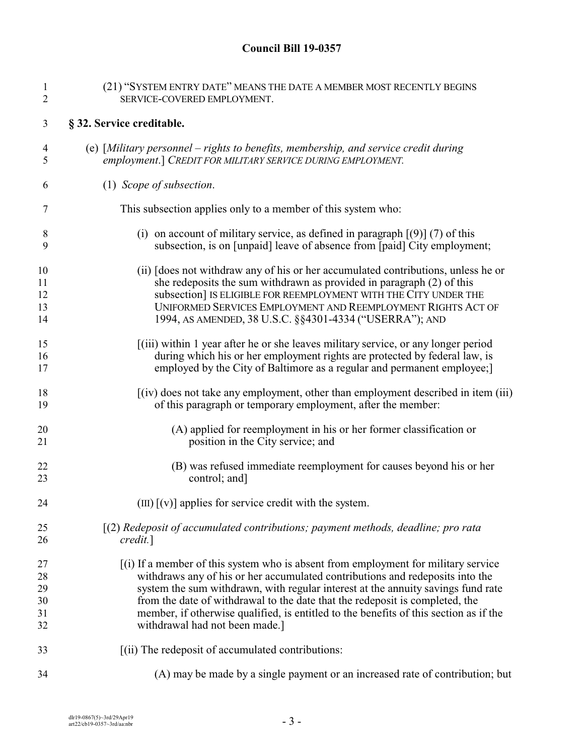(21) "SYSTEM ENTRY DATE" MEANS THE DATE A MEMBER MOST RECENTLY BEGINS SERVICE-COVERED EMPLOYMENT.

**§ 32. Service creditable.**

(e) [*Military personnel – rights to benefits, membership, and service credit during employment*.] *CREDIT FOR MILITARY SERVICE DURING EMPLOYMENT.*

(1) *Scope of subsection*.

This subsection applies only to a member of this system who:

(i) on account of military service, as defined in paragraph [(9)] (7) of this subsection, is on [unpaid] leave of absence from [paid] City employment;

(ii) [does not withdraw any of his or her accumulated contributions, unless he or she redeposits the sum withdrawn as provided in paragraph (2) of this subsection] IS ELIGIBLE FOR REEMPLOYMENT WITH THE CITY UNDER THE UNIFORMED SERVICES EMPLOYMENT AND REEMPLOYMENT RIGHTS ACT OF 1994, AS AMENDED, 38 U.S.C. §§4301-4334 ("USERRA"); AND

[(iii) within 1 year after he or she leaves military service, or any longer period during which his or her employment rights are protected by federal law, is employed by the City of Baltimore as a regular and permanent employee;]

[(iv) does not take any employment, other than employment described in item (iii) of this paragraph or temporary employment, after the member:

(A) applied for reemployment in his or her former classification or position in the City service; and

(B) was refused immediate reemployment for causes beyond his or her control; and]

(III) [(v)] applies for service credit with the system.

[(2) *Redeposit of accumulated contributions; payment methods, deadline; pro rata credit.*]

[(i) If a member of this system who is absent from employment for military service withdraws any of his or her accumulated contributions and redeposits into the system the sum withdrawn, with regular interest at the annuity savings fund rate from the date of withdrawal to the date that the redeposit is completed, the member, if otherwise qualified, is entitled to the benefits of this section as if the withdrawal had not been made.]

[(ii) The redeposit of accumulated contributions:

(A) may be made by a single payment or an increased rate of contribution; but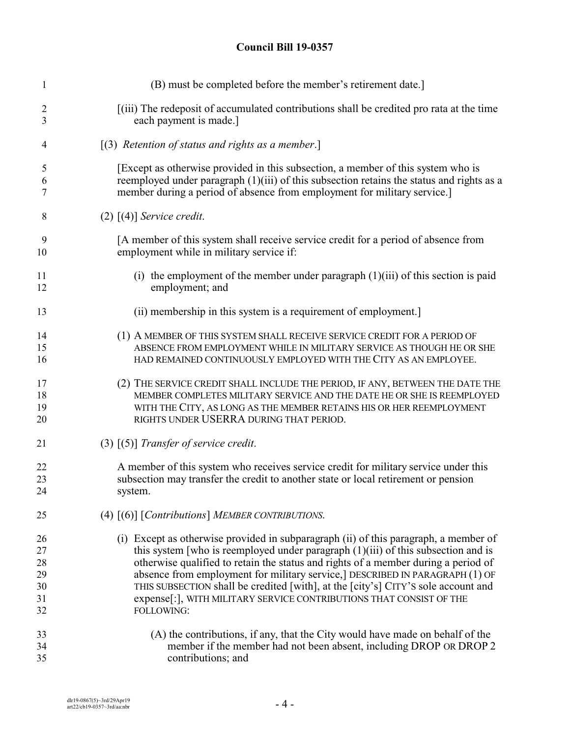(B) must be completed before the member's retirement date.]

[(iii) The redeposit of accumulated contributions shall be credited pro rata at the time each payment is made.]

[(3) *Retention of status and rights as a member*.]

[Except as otherwise provided in this subsection, a member of this system who is reemployed under paragraph (1)(iii) of this subsection retains the status and rights as a member during a period of absence from employment for military service.]

(2) [(4)] *Service credit.*

[A member of this system shall receive service credit for a period of absence from employment while in military service if:

(i) the employment of the member under paragraph (1)(iii) of this section is paid employment; and

(ii) membership in this system is a requirement of employment.]

(1) A MEMBER OF THIS SYSTEM SHALL RECEIVE SERVICE CREDIT FOR A PERIOD OF ABSENCE FROM EMPLOYMENT WHILE IN MILITARY SERVICE AS THOUGH HE OR SHE HAD REMAINED CONTINUOUSLY EMPLOYED WITH THE CITY AS AN EMPLOYEE.

(2) THE SERVICE CREDIT SHALL INCLUDE THE PERIOD, IF ANY, BETWEEN THE DATE THE MEMBER COMPLETES MILITARY SERVICE AND THE DATE HE OR SHE IS REEMPLOYED WITH THE CITY, AS LONG AS THE MEMBER RETAINS HIS OR HER REEMPLOYMENT RIGHTS UNDER USERRA DURING THAT PERIOD.

(3) [(5)] *Transfer of service credit*.

A member of this system who receives service credit for military service under this subsection may transfer the credit to another state or local retirement or pension system.

(4) [(6)] [*Contributions*] *MEMBER CONTRIBUTIONS*.

(i) Except as otherwise provided in subparagraph (ii) of this paragraph, a member of this system [who is reemployed under paragraph (1)(iii) of this subsection and is otherwise qualified to retain the status and rights of a member during a period of absence from employment for military service,] DESCRIBED IN PARAGRAPH (1) OF THIS SUBSECTION shall be credited [with], at the [city's] CITY'S sole account and expense[:], WITH MILITARY SERVICE CONTRIBUTIONS THAT CONSIST OF THE FOLLOWING:

(A) the contributions, if any, that the City would have made on behalf of the member if the member had not been absent, including DROP OR DROP 2 contributions; and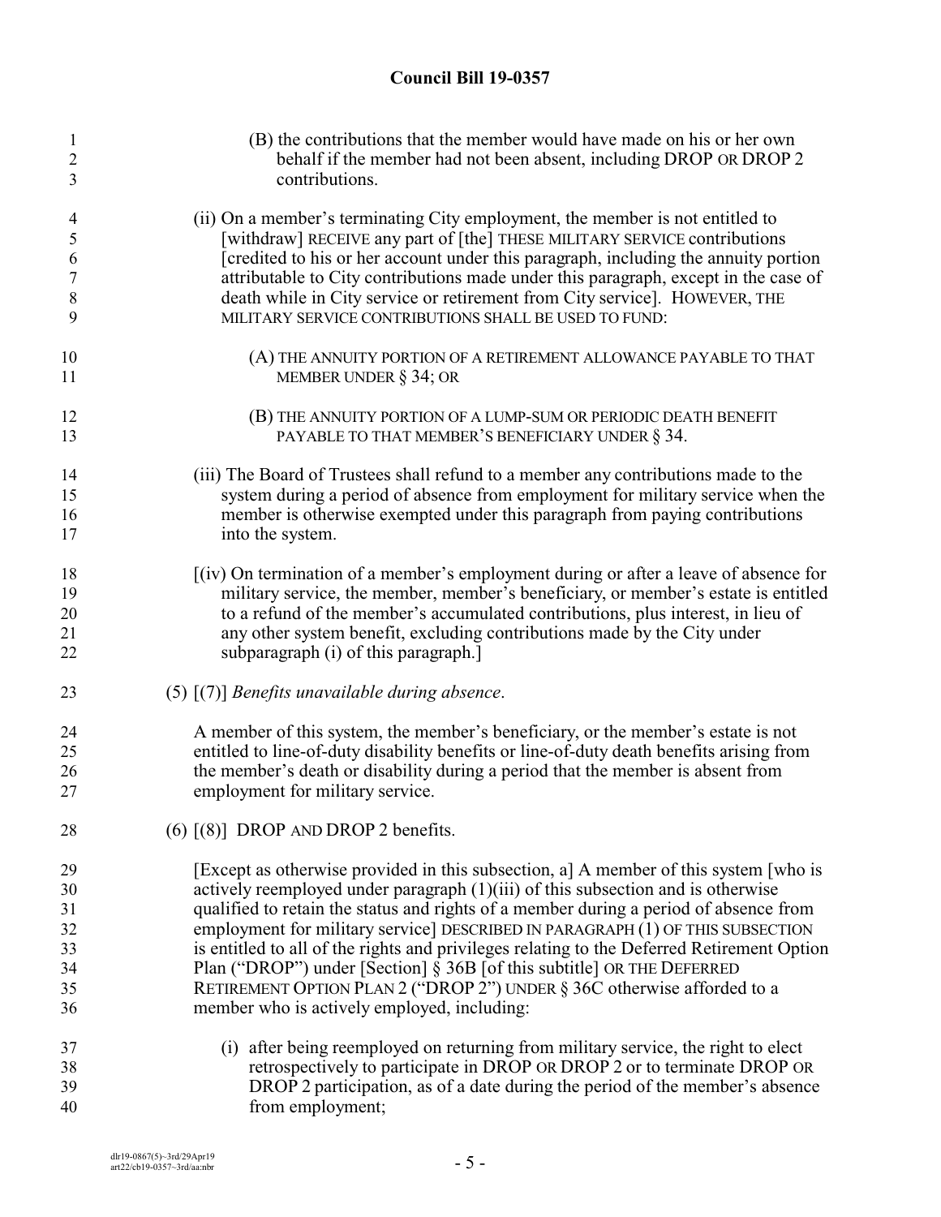(B) the contributions that the member would have made on his or her own behalf if the member had not been absent, including DROP OR DROP 2 contributions.

(ii) On a member's terminating City employment, the member is not entitled to [withdraw] RECEIVE any part of [the] THESE MILITARY SERVICE contributions [credited to his or her account under this paragraph, including the annuity portion attributable to City contributions made under this paragraph, except in the case of death while in City service or retirement from City service]. HOWEVER, THE MILITARY SERVICE CONTRIBUTIONS SHALL BE USED TO FUND:

(A) THE ANNUITY PORTION OF A RETIREMENT ALLOWANCE PAYABLE TO THAT MEMBER UNDER § 34; OR

(B) THE ANNUITY PORTION OF A LUMP-SUM OR PERIODIC DEATH BENEFIT PAYABLE TO THAT MEMBER'S BENEFICIARY UNDER § 34.

(iii) The Board of Trustees shall refund to a member any contributions made to the system during a period of absence from employment for military service when the member is otherwise exempted under this paragraph from paying contributions into the system.

[(iv) On termination of a member's employment during or after a leave of absence for military service, the member, member's beneficiary, or member's estate is entitled to a refund of the member's accumulated contributions, plus interest, in lieu of any other system benefit, excluding contributions made by the City under subparagraph (i) of this paragraph.]

(5) [(7)] *Benefits unavailable during absence*.

A member of this system, the member's beneficiary, or the member's estate is not entitled to line-of-duty disability benefits or line-of-duty death benefits arising from the member's death or disability during a period that the member is absent from employment for military service.

(6) [(8)] DROP AND DROP 2 benefits.

[Except as otherwise provided in this subsection, a] A member of this system [who is actively reemployed under paragraph (1)(iii) of this subsection and is otherwise qualified to retain the status and rights of a member during a period of absence from employment for military service] DESCRIBED IN PARAGRAPH (1) OF THIS SUBSECTION is entitled to all of the rights and privileges relating to the Deferred Retirement Option Plan ("DROP") under [Section] § 36B [of this subtitle] OR THE DEFERRED RETIREMENT OPTION PLAN 2 ("DROP 2") UNDER § 36C otherwise afforded to a member who is actively employed, including:

(i) after being reemployed on returning from military service, the right to elect retrospectively to participate in DROP OR DROP 2 or to terminate DROP OR DROP 2 participation, as of a date during the period of the member's absence from employment;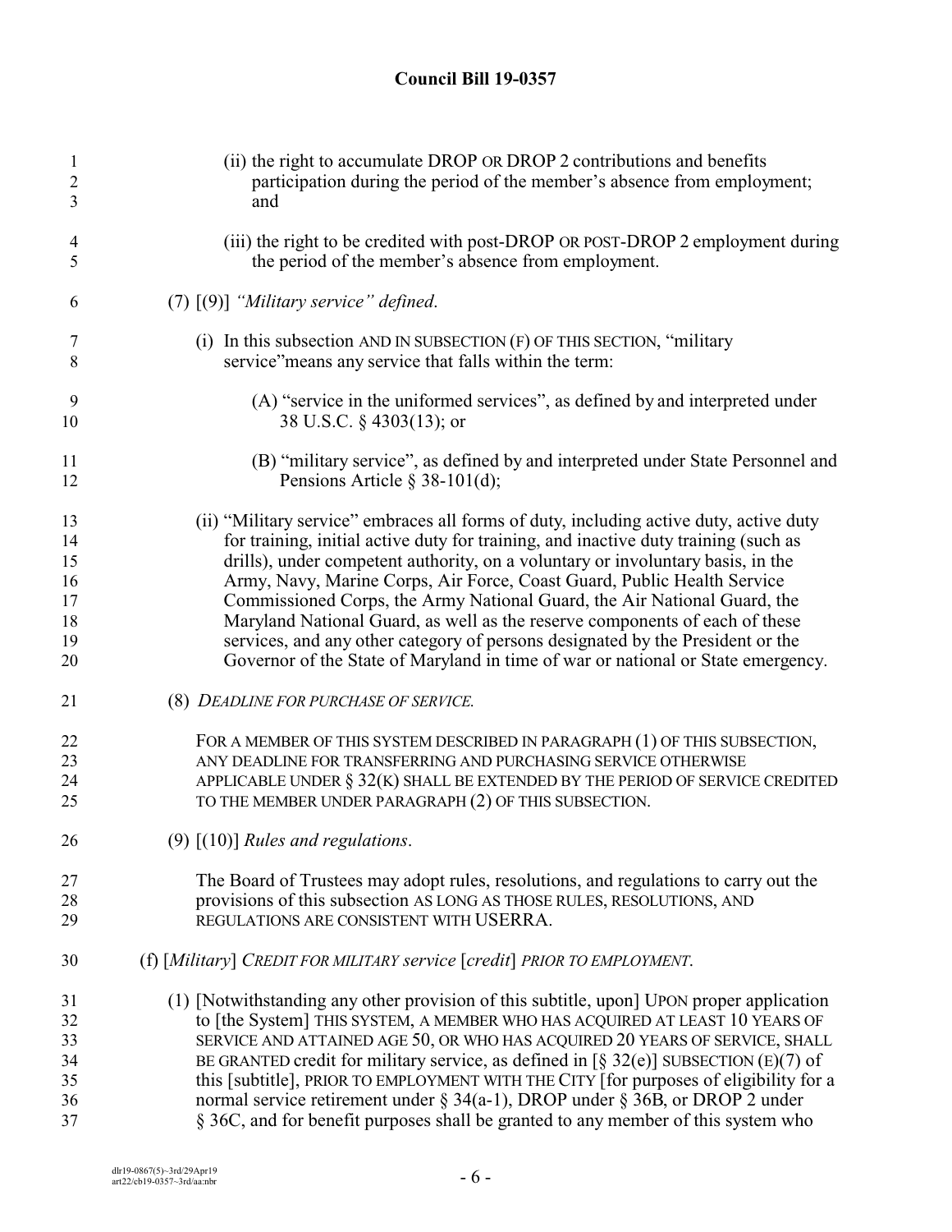(ii) the right to accumulate DROP OR DROP 2 contributions and benefits participation during the period of the member's absence from employment; and

(iii) the right to be credited with post-DROP OR POST-DROP 2 employment during the period of the member's absence from employment.

(7) [(9)] *"Military service" defined.*

(i) In this subsection AND IN SUBSECTION (F) OF THIS SECTION, "military service"means any service that falls within the term:

(A) "service in the uniformed services", as defined by and interpreted under 38 U.S.C. § 4303(13); or

(B) "military service", as defined by and interpreted under State Personnel and Pensions Article § 38-101(d);

(ii) "Military service" embraces all forms of duty, including active duty, active duty for training, initial active duty for training, and inactive duty training (such as drills), under competent authority, on a voluntary or involuntary basis, in the Army, Navy, Marine Corps, Air Force, Coast Guard, Public Health Service Commissioned Corps, the Army National Guard, the Air National Guard, the Maryland National Guard, as well as the reserve components of each of these services, and any other category of persons designated by the President or the Governor of the State of Maryland in time of war or national or State emergency.

(8) *DEADLINE FOR PURCHASE OF SERVICE.*

FOR A MEMBER OF THIS SYSTEM DESCRIBED IN PARAGRAPH (1) OF THIS SUBSECTION, ANY DEADLINE FOR TRANSFERRING AND PURCHASING SERVICE OTHERWISE APPLICABLE UNDER § 32(K) SHALL BE EXTENDED BY THE PERIOD OF SERVICE CREDITED TO THE MEMBER UNDER PARAGRAPH (2) OF THIS SUBSECTION.

(9) [(10)] *Rules and regulations.*

The Board of Trustees may adopt rules, resolutions, and regulations to carry out the provisions of this subsection AS LONG AS THOSE RULES, RESOLUTIONS, AND REGULATIONS ARE CONSISTENT WITH USERRA.

(f) [*Military*] *CREDIT FOR MILITARY service* [*credit*] *PRIOR TO EMPLOYMENT.*

(1) [Notwithstanding any other provision of this subtitle, upon] UPON proper application to [the System] THIS SYSTEM, A MEMBER WHO HAS ACQUIRED AT LEAST 10 YEARS OF SERVICE AND ATTAINED AGE 50, OR WHO HAS ACQUIRED 20 YEARS OF SERVICE, SHALL BE GRANTED credit for military service, as defined in [§ 32(e)] SUBSECTION (E)(7) of this [subtitle], PRIOR TO EMPLOYMENT WITH THE CITY [for purposes of eligibility for a normal service retirement under § 34(a-1), DROP under § 36B, or DROP 2 under § 36C, and for benefit purposes shall be granted to any member of this system who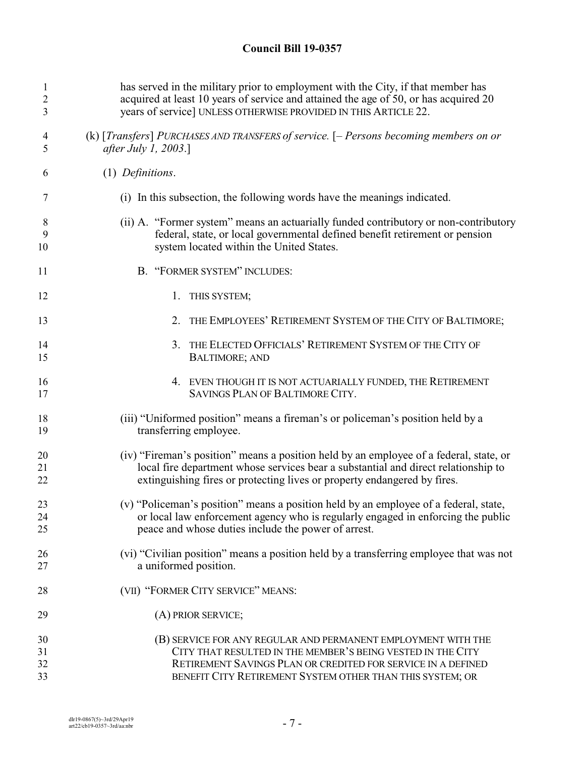has served in the military prior to employment with the City, if that member has acquired at least 10 years of service and attained the age of 50, or has acquired 20 years of service] UNLESS OTHERWISE PROVIDED IN THIS ARTICLE 22.

(k) [*Transfers*] *PURCHASES AND TRANSFERS of service.* [*– Persons becoming members on or after July 1, 2003.*]

(1) *Definitions*.

(i) In this subsection, the following words have the meanings indicated.

(ii) A. "Former system" means an actuarially funded contributory or non-contributory federal, state, or local governmental defined benefit retirement or pension system located within the United States.

B. "FORMER SYSTEM" INCLUDES:

1. THIS SYSTEM;

2. THE EMPLOYEES' RETIREMENT SYSTEM OF THE CITY OF BALTIMORE;

3. THE ELECTED OFFICIALS' RETIREMENT SYSTEM OF THE CITY OF BALTIMORE; AND

4. EVEN THOUGH IT IS NOT ACTUARIALLY FUNDED, THE RETIREMENT SAVINGS PLAN OF BALTIMORE CITY.

(iii) "Uniformed position" means a fireman's or policeman's position held by a transferring employee.

(iv) "Fireman's position" means a position held by an employee of a federal, state, or local fire department whose services bear a substantial and direct relationship to extinguishing fires or protecting lives or property endangered by fires.

(v) "Policeman's position" means a position held by an employee of a federal, state, or local law enforcement agency who is regularly engaged in enforcing the public peace and whose duties include the power of arrest.

(vi) "Civilian position" means a position held by a transferring employee that was not a uniformed position.

(VII) "FORMER CITY SERVICE" MEANS:

(A) PRIOR SERVICE;

(B) SERVICE FOR ANY REGULAR AND PERMANENT EMPLOYMENT WITH THE CITY THAT RESULTED IN THE MEMBER'S BEING VESTED IN THE CITY RETIREMENT SAVINGS PLAN OR CREDITED FOR SERVICE IN A DEFINED BENEFIT CITY RETIREMENT SYSTEM OTHER THAN THIS SYSTEM; OR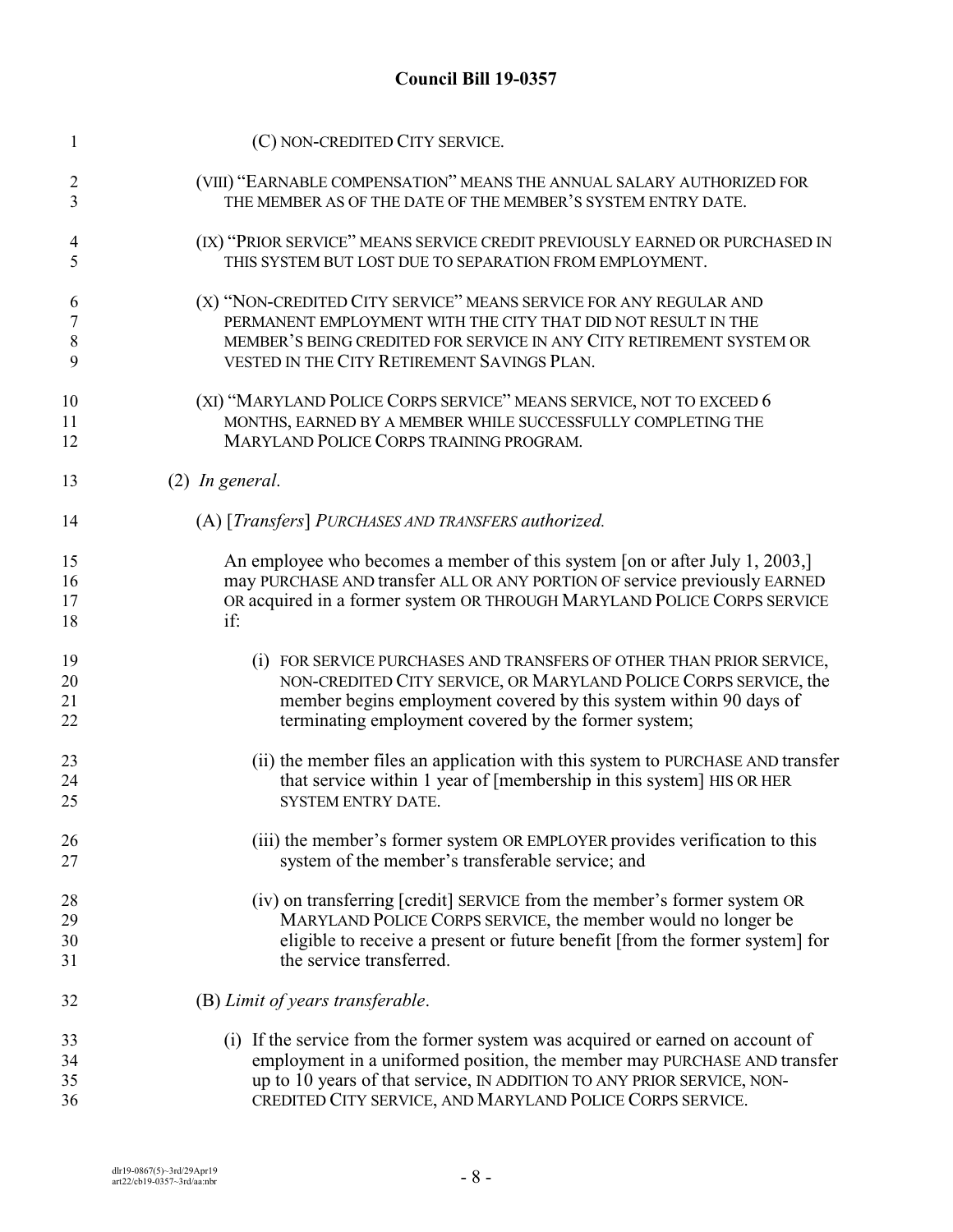(C) NON-CREDITED CITY SERVICE.

(VIII) "EARNABLE COMPENSATION" MEANS THE ANNUAL SALARY AUTHORIZED FOR THE MEMBER AS OF THE DATE OF THE MEMBER'S SYSTEM ENTRY DATE.

(IX) "PRIOR SERVICE" MEANS SERVICE CREDIT PREVIOUSLY EARNED OR PURCHASED IN THIS SYSTEM BUT LOST DUE TO SEPARATION FROM EMPLOYMENT.

(X) "NON-CREDITED CITY SERVICE" MEANS SERVICE FOR ANY REGULAR AND PERMANENT EMPLOYMENT WITH THE CITY THAT DID NOT RESULT IN THE MEMBER'S BEING CREDITED FOR SERVICE IN ANY CITY RETIREMENT SYSTEM OR VESTED IN THE CITY RETIREMENT SAVINGS PLAN.

(XI) "MARYLAND POLICE CORPS SERVICE" MEANS SERVICE, NOT TO EXCEED 6 MONTHS, EARNED BY A MEMBER WHILE SUCCESSFULLY COMPLETING THE MARYLAND POLICE CORPS TRAINING PROGRAM.

(2) *In general.*

(A) [*Transfers*] *PURCHASES AND TRANSFERS authorized.*

An employee who becomes a member of this system [on or after July 1, 2003,] may PURCHASE AND transfer ALL OR ANY PORTION OF service previously EARNED OR acquired in a former system OR THROUGH MARYLAND POLICE CORPS SERVICE if:

(i) FOR SERVICE PURCHASES AND TRANSFERS OF OTHER THAN PRIOR SERVICE, NON-CREDITED CITY SERVICE, OR MARYLAND POLICE CORPS SERVICE, the member begins employment covered by this system within 90 days of terminating employment covered by the former system;

(ii) the member files an application with this system to PURCHASE AND transfer that service within 1 year of [membership in this system] HIS OR HER SYSTEM ENTRY DATE.

(iii) the member's former system OR EMPLOYER provides verification to this system of the member's transferable service; and

(iv) on transferring [credit] SERVICE from the member's former system OR MARYLAND POLICE CORPS SERVICE, the member would no longer be eligible to receive a present or future benefit [from the former system] for the service transferred.

(B) *Limit of years transferable.*

(i) If the service from the former system was acquired or earned on account of employment in a uniformed position, the member may PURCHASE AND transfer up to 10 years of that service, IN ADDITION TO ANY PRIOR SERVICE, NON-CREDITED CITY SERVICE, AND MARYLAND POLICE CORPS SERVICE.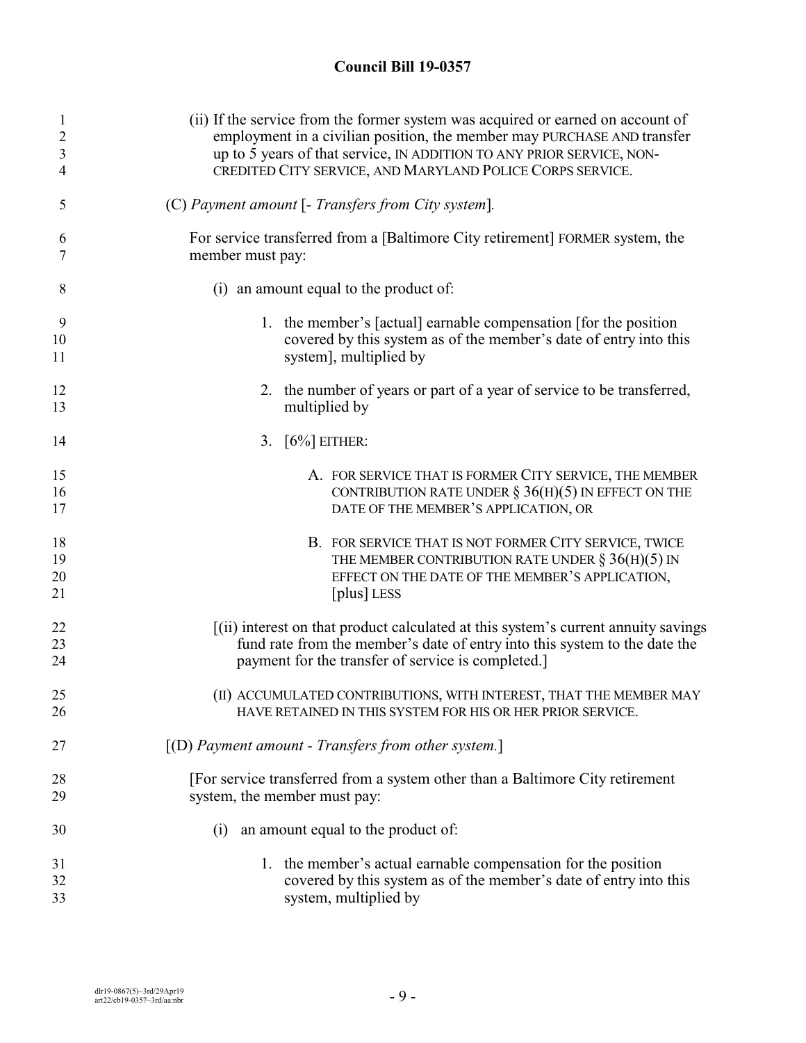**Council Bill 19-0357**

(ii) If the service from the former system was acquired or earned on account of employment in a civilian position, the member may PURCHASE AND transfer up to 5 years of that service, IN ADDITION TO ANY PRIOR SERVICE, NON-CREDITED CITY SERVICE, AND MARYLAND POLICE CORPS SERVICE.

(C) *Payment amount* [- *Transfers from City system*].

For service transferred from a [Baltimore City retirement] FORMER system, the member must pay:

(i) an amount equal to the product of:

1. the member's [actual] earnable compensation [for the position covered by this system as of the member's date of entry into this system], multiplied by

2. the number of years or part of a year of service to be transferred, multiplied by

3. [6%] EITHER:

A. FOR SERVICE THAT IS FORMER CITY SERVICE, THE MEMBER CONTRIBUTION RATE UNDER § 36(H)(5) IN EFFECT ON THE DATE OF THE MEMBER'S APPLICATION, OR

B. FOR SERVICE THAT IS NOT FORMER CITY SERVICE, TWICE THE MEMBER CONTRIBUTION RATE UNDER § 36(H)(5) IN EFFECT ON THE DATE OF THE MEMBER'S APPLICATION, [plus] LESS

[(ii) interest on that product calculated at this system's current annuity savings fund rate from the member's date of entry into this system to the date the payment for the transfer of service is completed.]

(II) ACCUMULATED CONTRIBUTIONS, WITH INTEREST, THAT THE MEMBER MAY HAVE RETAINED IN THIS SYSTEM FOR HIS OR HER PRIOR SERVICE.

[(D) *Payment amount - Transfers from other system.*]

[For service transferred from a system other than a Baltimore City retirement system, the member must pay:

(i) an amount equal to the product of:

1. the member's actual earnable compensation for the position covered by this system as of the member's date of entry into this system, multiplied by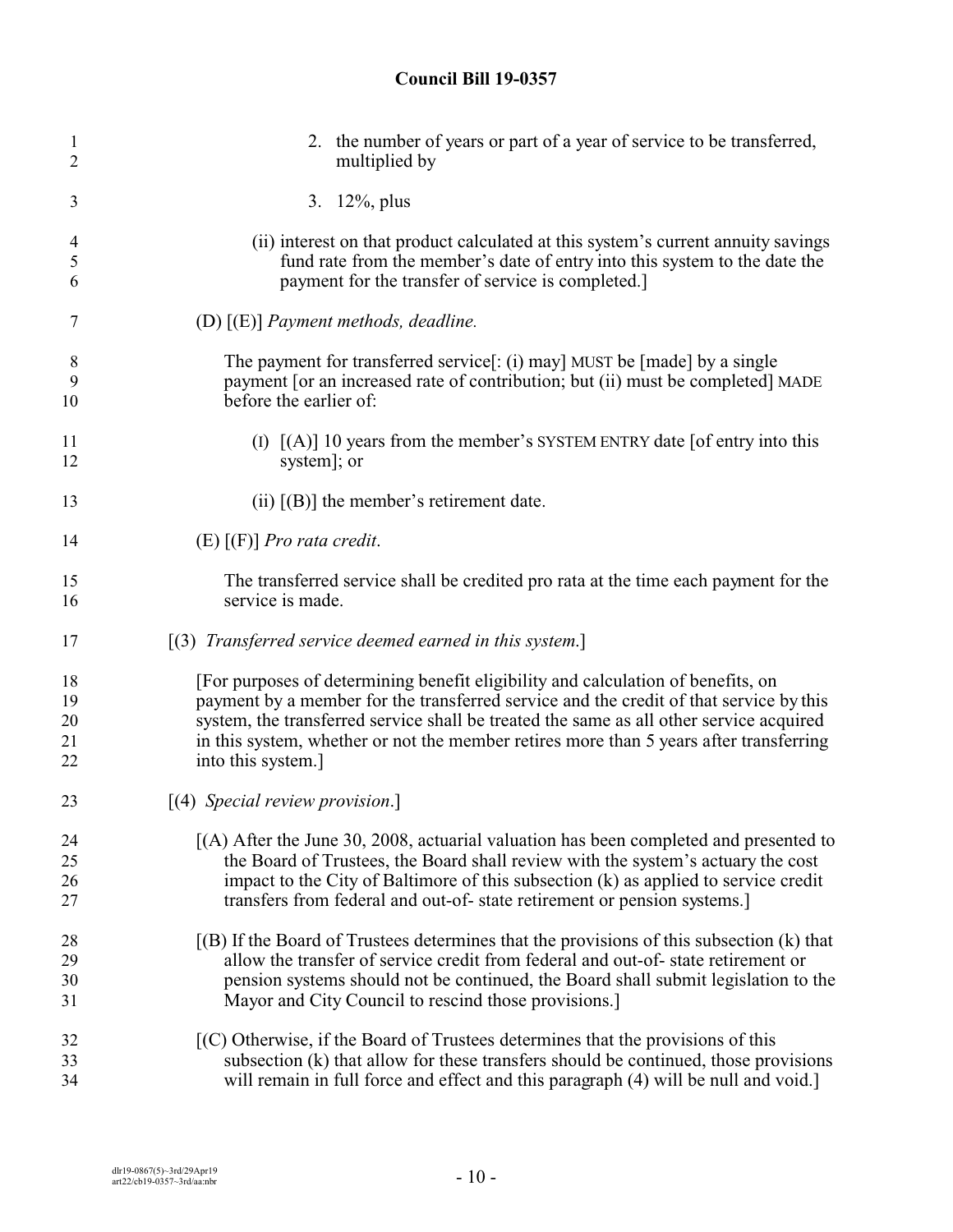2. the number of years or part of a year of service to be transferred, multiplied by

3. 12%, plus

(ii) interest on that product calculated at this system's current annuity savings fund rate from the member's date of entry into this system to the date the payment for the transfer of service is completed.]

(D) [(E)] *Payment methods, deadline.*

The payment for transferred service[: (i) may] MUST be [made] by a single payment [or an increased rate of contribution; but (ii) must be completed] MADE before the earlier of:

(I) [(A)] 10 years from the member's SYSTEM ENTRY date [of entry into this system]; or

(ii) [(B)] the member's retirement date.

(E) [(F)] *Pro rata credit*.

The transferred service shall be credited pro rata at the time each payment for the service is made.

[(3) *Transferred service deemed earned in this system.*]

[For purposes of determining benefit eligibility and calculation of benefits, on payment by a member for the transferred service and the credit of that service by this system, the transferred service shall be treated the same as all other service acquired in this system, whether or not the member retires more than 5 years after transferring into this system.]

[(4) *Special review provision*.]

[(A) After the June 30, 2008, actuarial valuation has been completed and presented to the Board of Trustees, the Board shall review with the system's actuary the cost impact to the City of Baltimore of this subsection (k) as applied to service credit transfers from federal and out-of- state retirement or pension systems.]

[(B) If the Board of Trustees determines that the provisions of this subsection (k) that allow the transfer of service credit from federal and out-of- state retirement or pension systems should not be continued, the Board shall submit legislation to the Mayor and City Council to rescind those provisions.]

[(C) Otherwise, if the Board of Trustees determines that the provisions of this subsection (k) that allow for these transfers should be continued, those provisions will remain in full force and effect and this paragraph (4) will be null and void.]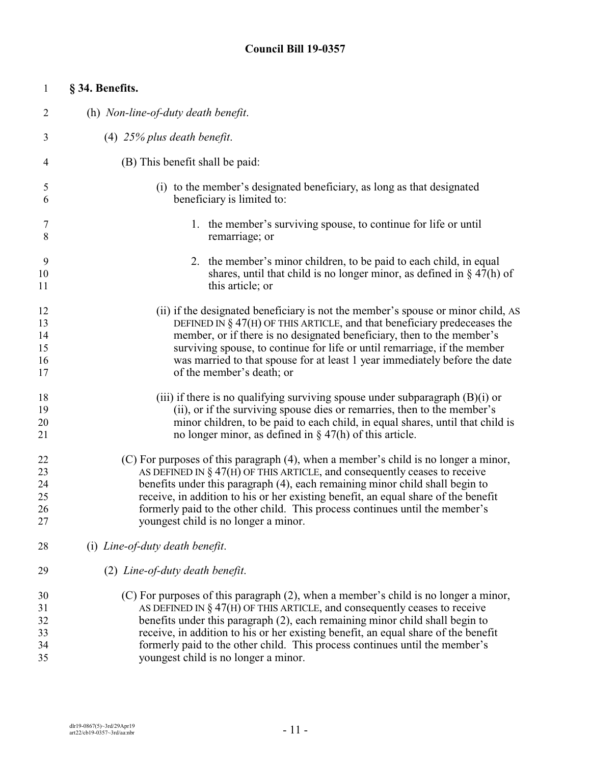**§ 34. Benefits.**

(h) *Non-line-of-duty death benefit*.

(4) *25% plus death benefit*.

(B) This benefit shall be paid:

(i) to the member's designated beneficiary, as long as that designated beneficiary is limited to:

1. the member's surviving spouse, to continue for life or until remarriage; or

2. the member's minor children, to be paid to each child, in equal shares, until that child is no longer minor, as defined in § 47(h) of this article; or

(ii) if the designated beneficiary is not the member's spouse or minor child, AS DEFINED IN § 47(H) OF THIS ARTICLE, and that beneficiary predeceases the member, or if there is no designated beneficiary, then to the member's surviving spouse, to continue for life or until remarriage, if the member was married to that spouse for at least 1 year immediately before the date of the member's death; or

(iii) if there is no qualifying surviving spouse under subparagraph (B)(i) or (ii), or if the surviving spouse dies or remarries, then to the member's minor children, to be paid to each child, in equal shares, until that child is no longer minor, as defined in § 47(h) of this article.

(C) For purposes of this paragraph (4), when a member's child is no longer a minor, AS DEFINED IN § 47(H) OF THIS ARTICLE, and consequently ceases to receive benefits under this paragraph (4), each remaining minor child shall begin to receive, in addition to his or her existing benefit, an equal share of the benefit formerly paid to the other child. This process continues until the member's youngest child is no longer a minor.

(i) *Line-of-duty death benefit*.

(2) *Line-of-duty death benefit*.

(C) For purposes of this paragraph (2), when a member's child is no longer a minor, AS DEFINED IN § 47(H) OF THIS ARTICLE, and consequently ceases to receive benefits under this paragraph (2), each remaining minor child shall begin to receive, in addition to his or her existing benefit, an equal share of the benefit formerly paid to the other child. This process continues until the member's youngest child is no longer a minor.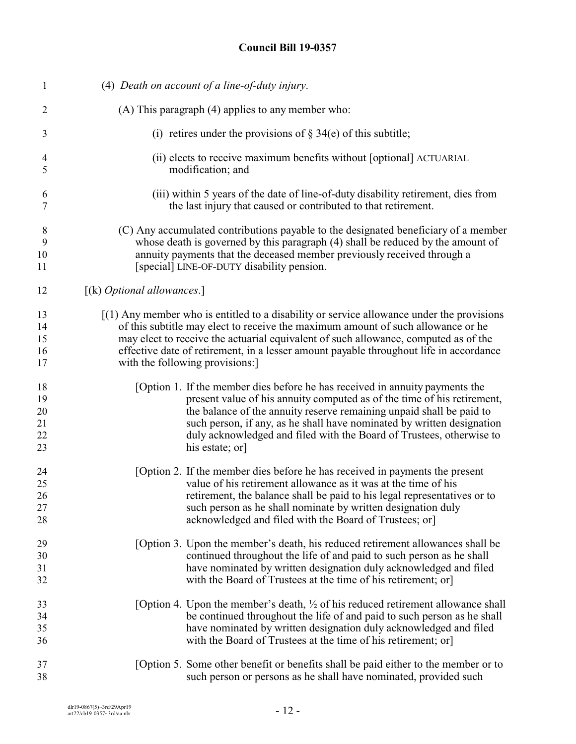(4) *Death on account of a line-of-duty injury*.

(A) This paragraph (4) applies to any member who:

(i) retires under the provisions of § 34(e) of this subtitle;

(ii) elects to receive maximum benefits without [optional] ACTUARIAL modification; and

(iii) within 5 years of the date of line-of-duty disability retirement, dies from the last injury that caused or contributed to that retirement.

(C) Any accumulated contributions payable to the designated beneficiary of a member whose death is governed by this paragraph (4) shall be reduced by the amount of annuity payments that the deceased member previously received through a [special] LINE-OF-DUTY disability pension.

[(k) *Optional allowances*.]

[(1) Any member who is entitled to a disability or service allowance under the provisions of this subtitle may elect to receive the maximum amount of such allowance or he may elect to receive the actuarial equivalent of such allowance, computed as of the effective date of retirement, in a lesser amount payable throughout life in accordance with the following provisions:]

[Option 1. If the member dies before he has received in annuity payments the present value of his annuity computed as of the time of his retirement, the balance of the annuity reserve remaining unpaid shall be paid to such person, if any, as he shall have nominated by written designation duly acknowledged and filed with the Board of Trustees, otherwise to his estate; or]

[Option 2. If the member dies before he has received in payments the present value of his retirement allowance as it was at the time of his retirement, the balance shall be paid to his legal representatives or to such person as he shall nominate by written designation duly acknowledged and filed with the Board of Trustees; or]

[Option 3. Upon the member's death, his reduced retirement allowances shall be continued throughout the life of and paid to such person as he shall have nominated by written designation duly acknowledged and filed with the Board of Trustees at the time of his retirement; or]

[Option 4. Upon the member's death, ½ of his reduced retirement allowance shall be continued throughout the life of and paid to such person as he shall have nominated by written designation duly acknowledged and filed with the Board of Trustees at the time of his retirement; or]

[Option 5. Some other benefit or benefits shall be paid either to the member or to such person or persons as he shall have nominated, provided such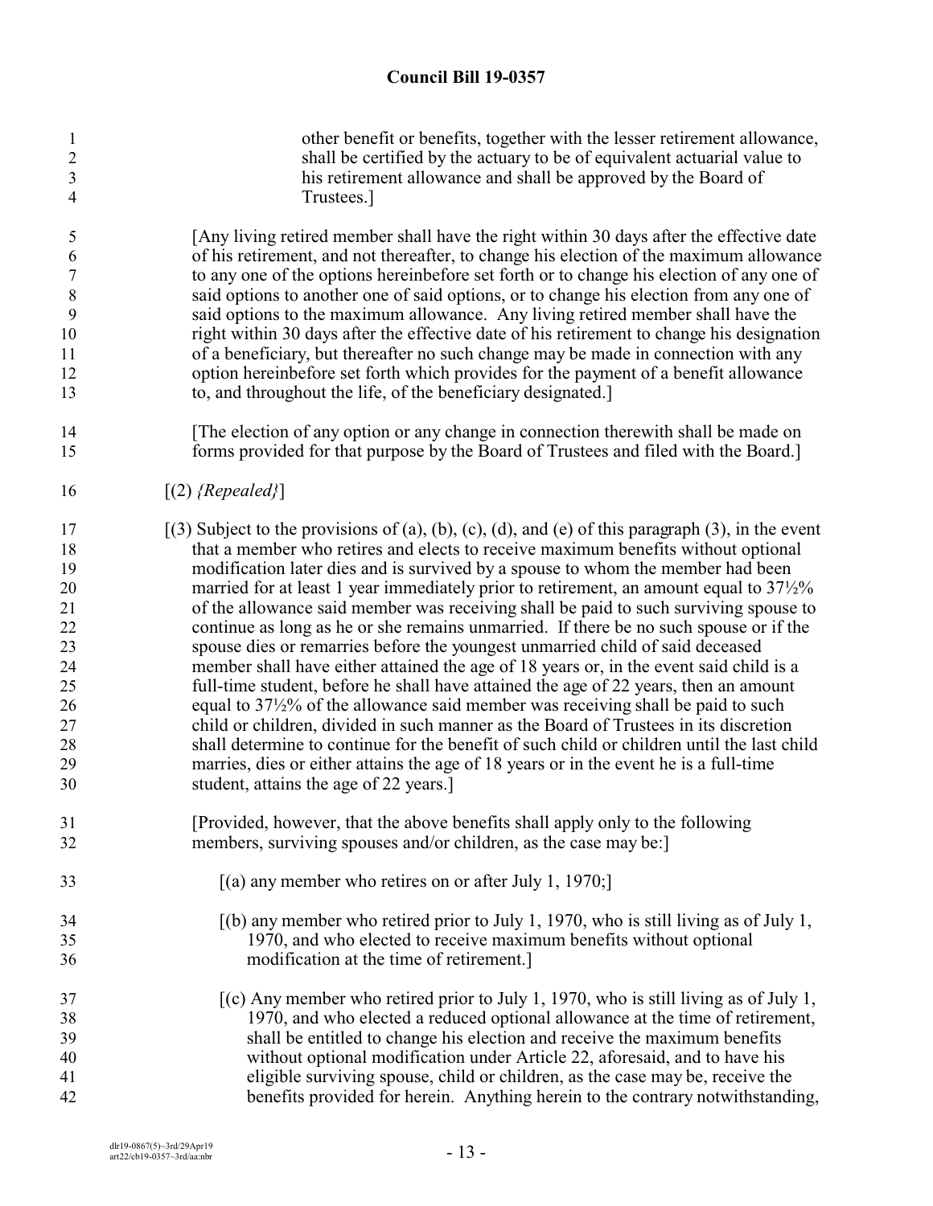other benefit or benefits, together with the lesser retirement allowance, shall be certified by the actuary to be of equivalent actuarial value to his retirement allowance and shall be approved by the Board of Trustees.]

[Any living retired member shall have the right within 30 days after the effective date of his retirement, and not thereafter, to change his election of the maximum allowance to any one of the options hereinbefore set forth or to change his election of any one of said options to another one of said options, or to change his election from any one of said options to the maximum allowance. Any living retired member shall have the right within 30 days after the effective date of his retirement to change his designation of a beneficiary, but thereafter no such change may be made in connection with any option hereinbefore set forth which provides for the payment of a benefit allowance to, and throughout the life, of the beneficiary designated.]

[The election of any option or any change in connection therewith shall be made on forms provided for that purpose by the Board of Trustees and filed with the Board.]

[(2) *{Repealed}*]

[(3) Subject to the provisions of (a), (b), (c), (d), and (e) of this paragraph (3), in the event that a member who retires and elects to receive maximum benefits without optional modification later dies and is survived by a spouse to whom the member had been married for at least 1 year immediately prior to retirement, an amount equal to 37½% of the allowance said member was receiving shall be paid to such surviving spouse to continue as long as he or she remains unmarried. If there be no such spouse or if the spouse dies or remarries before the youngest unmarried child of said deceased member shall have either attained the age of 18 years or, in the event said child is a full-time student, before he shall have attained the age of 22 years, then an amount equal to 37½% of the allowance said member was receiving shall be paid to such child or children, divided in such manner as the Board of Trustees in its discretion shall determine to continue for the benefit of such child or children until the last child marries, dies or either attains the age of 18 years or in the event he is a full-time student, attains the age of 22 years.]

[Provided, however, that the above benefits shall apply only to the following members, surviving spouses and/or children, as the case may be:]

[(a) any member who retires on or after July 1, 1970;]

[(b) any member who retired prior to July 1, 1970, who is still living as of July 1, 1970, and who elected to receive maximum benefits without optional modification at the time of retirement.]

[(c) Any member who retired prior to July 1, 1970, who is still living as of July 1, 1970, and who elected a reduced optional allowance at the time of retirement, shall be entitled to change his election and receive the maximum benefits without optional modification under Article 22, aforesaid, and to have his eligible surviving spouse, child or children, as the case may be, receive the benefits provided for herein. Anything herein to the contrary notwithstanding,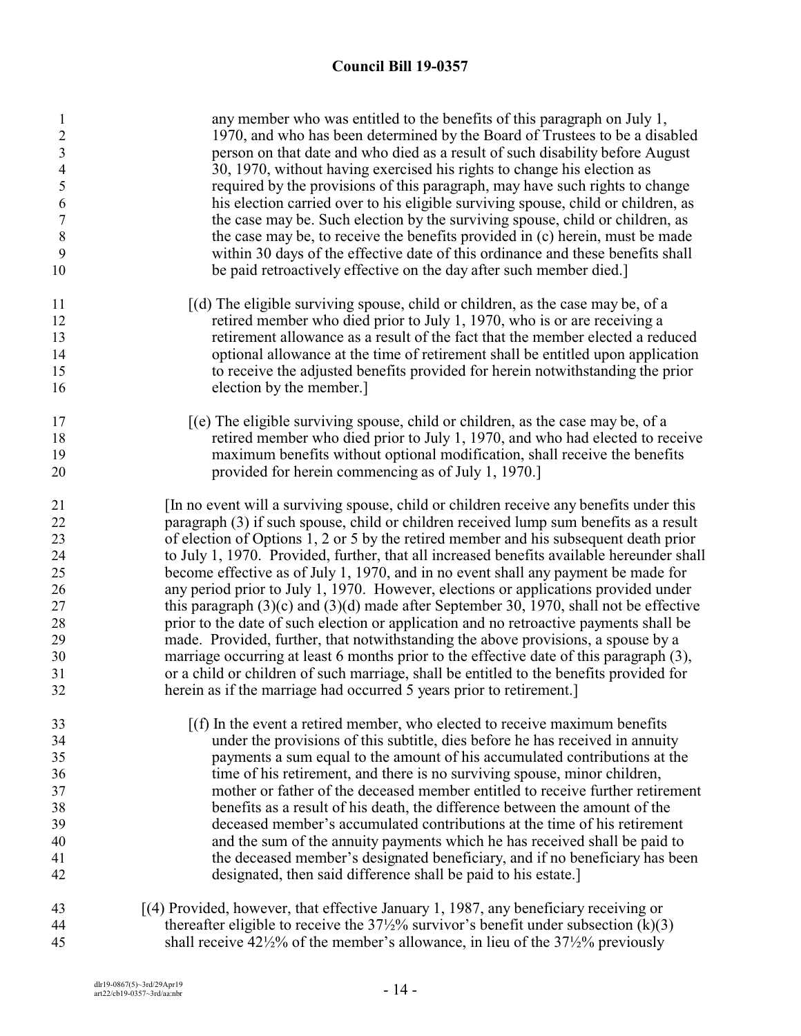any member who was entitled to the benefits of this paragraph on July 1, 1970, and who has been determined by the Board of Trustees to be a disabled person on that date and who died as a result of such disability before August 30, 1970, without having exercised his rights to change his election as required by the provisions of this paragraph, may have such rights to change his election carried over to his eligible surviving spouse, child or children, as the case may be. Such election by the surviving spouse, child or children, as the case may be, to receive the benefits provided in (c) herein, must be made within 30 days of the effective date of this ordinance and these benefits shall be paid retroactively effective on the day after such member died.]

[(d) The eligible surviving spouse, child or children, as the case may be, of a retired member who died prior to July 1, 1970, who is or are receiving a retirement allowance as a result of the fact that the member elected a reduced optional allowance at the time of retirement shall be entitled upon application to receive the adjusted benefits provided for herein notwithstanding the prior election by the member.]

[(e) The eligible surviving spouse, child or children, as the case may be, of a retired member who died prior to July 1, 1970, and who had elected to receive maximum benefits without optional modification, shall receive the benefits provided for herein commencing as of July 1, 1970.]

[In no event will a surviving spouse, child or children receive any benefits under this paragraph (3) if such spouse, child or children received lump sum benefits as a result of election of Options 1, 2 or 5 by the retired member and his subsequent death prior to July 1, 1970. Provided, further, that all increased benefits available hereunder shall become effective as of July 1, 1970, and in no event shall any payment be made for any period prior to July 1, 1970. However, elections or applications provided under this paragraph (3)(c) and (3)(d) made after September 30, 1970, shall not be effective prior to the date of such election or application and no retroactive payments shall be made. Provided, further, that notwithstanding the above provisions, a spouse by a marriage occurring at least 6 months prior to the effective date of this paragraph (3), or a child or children of such marriage, shall be entitled to the benefits provided for herein as if the marriage had occurred 5 years prior to retirement.]

[(f) In the event a retired member, who elected to receive maximum benefits under the provisions of this subtitle, dies before he has received in annuity payments a sum equal to the amount of his accumulated contributions at the time of his retirement, and there is no surviving spouse, minor children, mother or father of the deceased member entitled to receive further retirement benefits as a result of his death, the difference between the amount of the deceased member's accumulated contributions at the time of his retirement and the sum of the annuity payments which he has received shall be paid to the deceased member's designated beneficiary, and if no beneficiary has been designated, then said difference shall be paid to his estate.]

[(4) Provided, however, that effective January 1, 1987, any beneficiary receiving or thereafter eligible to receive the 37½% survivor's benefit under subsection (k)(3) shall receive 42½% of the member's allowance, in lieu of the 37½% previously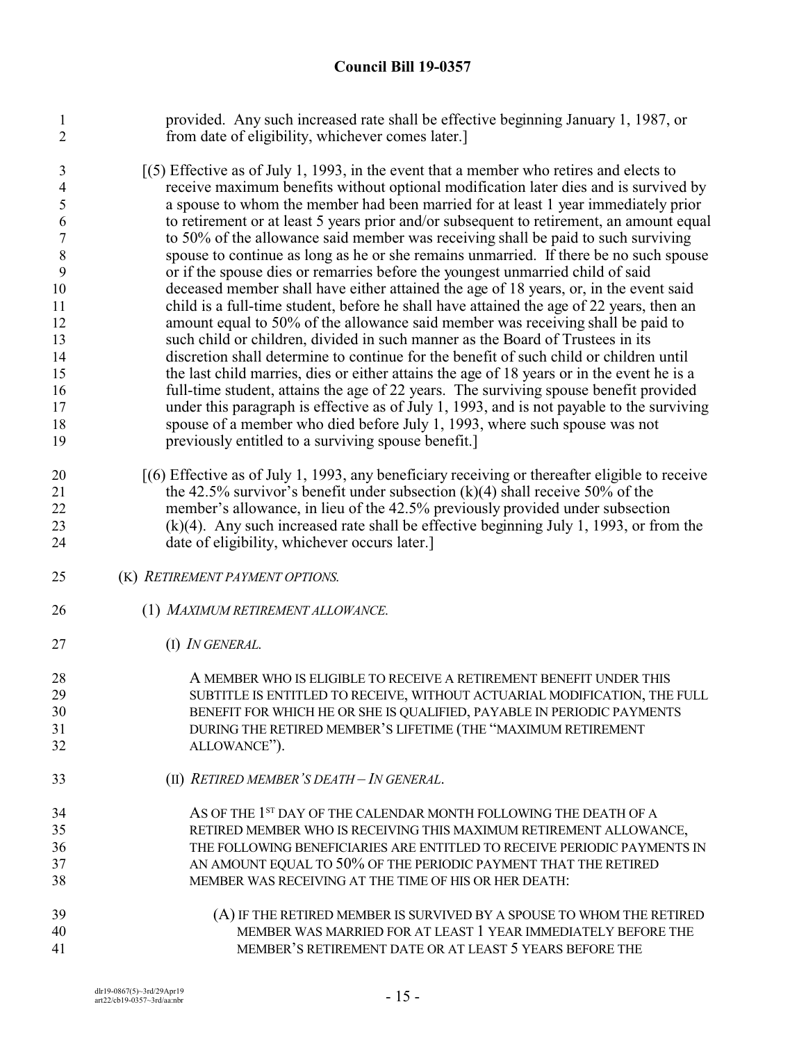provided. Any such increased rate shall be effective beginning January 1, 1987, or from date of eligibility, whichever comes later.]

[(5) Effective as of July 1, 1993, in the event that a member who retires and elects to receive maximum benefits without optional modification later dies and is survived by a spouse to whom the member had been married for at least 1 year immediately prior to retirement or at least 5 years prior and/or subsequent to retirement, an amount equal to 50% of the allowance said member was receiving shall be paid to such surviving spouse to continue as long as he or she remains unmarried. If there be no such spouse or if the spouse dies or remarries before the youngest unmarried child of said deceased member shall have either attained the age of 18 years, or, in the event said child is a full-time student, before he shall have attained the age of 22 years, then an amount equal to 50% of the allowance said member was receiving shall be paid to such child or children, divided in such manner as the Board of Trustees in its discretion shall determine to continue for the benefit of such child or children until the last child marries, dies or either attains the age of 18 years or in the event he is a full-time student, attains the age of 22 years. The surviving spouse benefit provided under this paragraph is effective as of July 1, 1993, and is not payable to the surviving spouse of a member who died before July 1, 1993, where such spouse was not previously entitled to a surviving spouse benefit.]

[(6) Effective as of July 1, 1993, any beneficiary receiving or thereafter eligible to receive the 42.5% survivor's benefit under subsection (k)(4) shall receive 50% of the member's allowance, in lieu of the 42.5% previously provided under subsection (k)(4). Any such increased rate shall be effective beginning July 1, 1993, or from the date of eligibility, whichever occurs later.]

(K) *RETIREMENT PAYMENT OPTIONS.*

(1) *MAXIMUM RETIREMENT ALLOWANCE.*

(I) *IN GENERAL.*

A MEMBER WHO IS ELIGIBLE TO RECEIVE A RETIREMENT BENEFIT UNDER THIS SUBTITLE IS ENTITLED TO RECEIVE, WITHOUT ACTUARIAL MODIFICATION, THE FULL BENEFIT FOR WHICH HE OR SHE IS QUALIFIED, PAYABLE IN PERIODIC PAYMENTS DURING THE RETIRED MEMBER'S LIFETIME (THE "MAXIMUM RETIREMENT ALLOWANCE").

(II) *RETIRED MEMBER'S DEATH – IN GENERAL.*

AS OF THE 1ST DAY OF THE CALENDAR MONTH FOLLOWING THE DEATH OF A RETIRED MEMBER WHO IS RECEIVING THIS MAXIMUM RETIREMENT ALLOWANCE, THE FOLLOWING BENEFICIARIES ARE ENTITLED TO RECEIVE PERIODIC PAYMENTS IN AN AMOUNT EQUAL TO 50% OF THE PERIODIC PAYMENT THAT THE RETIRED MEMBER WAS RECEIVING AT THE TIME OF HIS OR HER DEATH:

(A) IF THE RETIRED MEMBER IS SURVIVED BY A SPOUSE TO WHOM THE RETIRED MEMBER WAS MARRIED FOR AT LEAST 1 YEAR IMMEDIATELY BEFORE THE MEMBER'S RETIREMENT DATE OR AT LEAST 5 YEARS BEFORE THE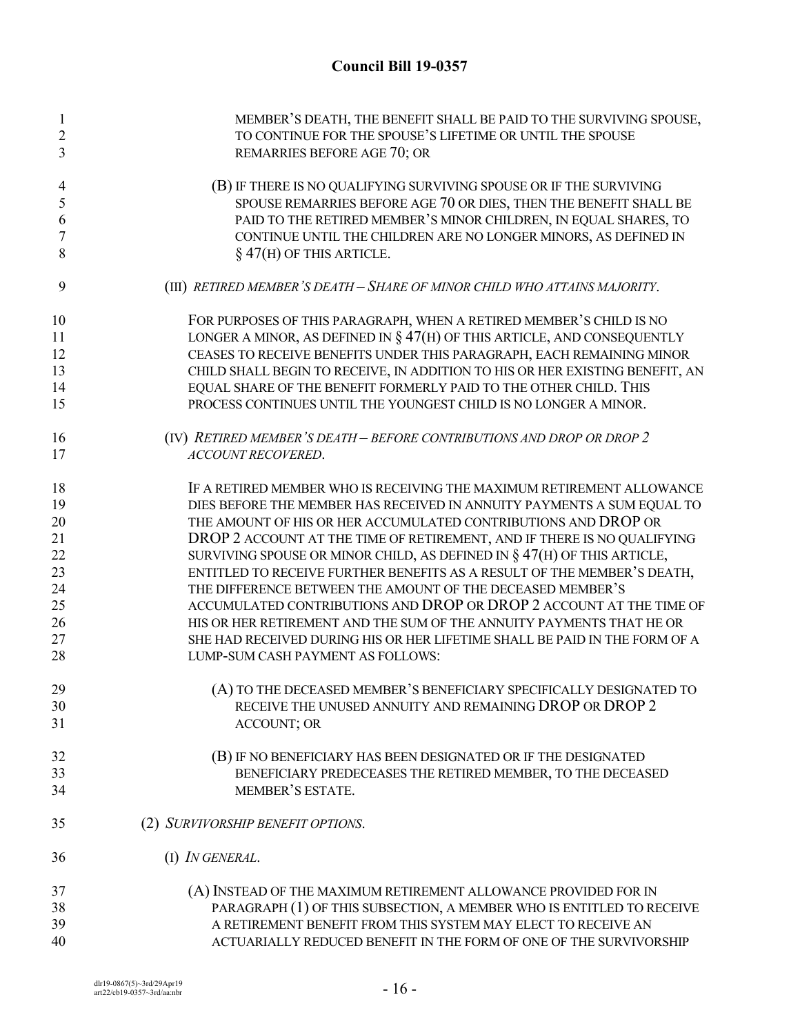MEMBER'S DEATH, THE BENEFIT SHALL BE PAID TO THE SURVIVING SPOUSE, TO CONTINUE FOR THE SPOUSE'S LIFETIME OR UNTIL THE SPOUSE REMARRIES BEFORE AGE 70; OR

(B) IF THERE IS NO QUALIFYING SURVIVING SPOUSE OR IF THE SURVIVING SPOUSE REMARRIES BEFORE AGE 70 OR DIES, THEN THE BENEFIT SHALL BE PAID TO THE RETIRED MEMBER'S MINOR CHILDREN, IN EQUAL SHARES, TO CONTINUE UNTIL THE CHILDREN ARE NO LONGER MINORS, AS DEFINED IN § 47(H) OF THIS ARTICLE.

(III) *RETIRED MEMBER'S DEATH – SHARE OF MINOR CHILD WHO ATTAINS MAJORITY.*

FOR PURPOSES OF THIS PARAGRAPH, WHEN A RETIRED MEMBER'S CHILD IS NO LONGER A MINOR, AS DEFINED IN § 47(H) OF THIS ARTICLE, AND CONSEQUENTLY CEASES TO RECEIVE BENEFITS UNDER THIS PARAGRAPH, EACH REMAINING MINOR CHILD SHALL BEGIN TO RECEIVE, IN ADDITION TO HIS OR HER EXISTING BENEFIT, AN EQUAL SHARE OF THE BENEFIT FORMERLY PAID TO THE OTHER CHILD. THIS PROCESS CONTINUES UNTIL THE YOUNGEST CHILD IS NO LONGER A MINOR.

(IV) *RETIRED MEMBER'S DEATH – BEFORE CONTRIBUTIONS AND DROP OR DROP 2 ACCOUNT RECOVERED.*

IF A RETIRED MEMBER WHO IS RECEIVING THE MAXIMUM RETIREMENT ALLOWANCE DIES BEFORE THE MEMBER HAS RECEIVED IN ANNUITY PAYMENTS A SUM EQUAL TO THE AMOUNT OF HIS OR HER ACCUMULATED CONTRIBUTIONS AND DROP OR DROP 2 ACCOUNT AT THE TIME OF RETIREMENT, AND IF THERE IS NO QUALIFYING SURVIVING SPOUSE OR MINOR CHILD, AS DEFINED IN § 47(H) OF THIS ARTICLE, ENTITLED TO RECEIVE FURTHER BENEFITS AS A RESULT OF THE MEMBER'S DEATH, THE DIFFERENCE BETWEEN THE AMOUNT OF THE DECEASED MEMBER'S ACCUMULATED CONTRIBUTIONS AND DROP OR DROP 2 ACCOUNT AT THE TIME OF HIS OR HER RETIREMENT AND THE SUM OF THE ANNUITY PAYMENTS THAT HE OR SHE HAD RECEIVED DURING HIS OR HER LIFETIME SHALL BE PAID IN THE FORM OF A LUMP-SUM CASH PAYMENT AS FOLLOWS:

(A) TO THE DECEASED MEMBER'S BENEFICIARY SPECIFICALLY DESIGNATED TO RECEIVE THE UNUSED ANNUITY AND REMAINING DROP OR DROP 2 ACCOUNT; OR

(B) IF NO BENEFICIARY HAS BEEN DESIGNATED OR IF THE DESIGNATED BENEFICIARY PREDECEASES THE RETIRED MEMBER, TO THE DECEASED MEMBER'S ESTATE.

(2) *SURVIVORSHIP BENEFIT OPTIONS.*

(I) *IN GENERAL.*

(A) INSTEAD OF THE MAXIMUM RETIREMENT ALLOWANCE PROVIDED FOR IN PARAGRAPH (1) OF THIS SUBSECTION, A MEMBER WHO IS ENTITLED TO RECEIVE A RETIREMENT BENEFIT FROM THIS SYSTEM MAY ELECT TO RECEIVE AN ACTUARIALLY REDUCED BENEFIT IN THE FORM OF ONE OF THE SURVIVORSHIP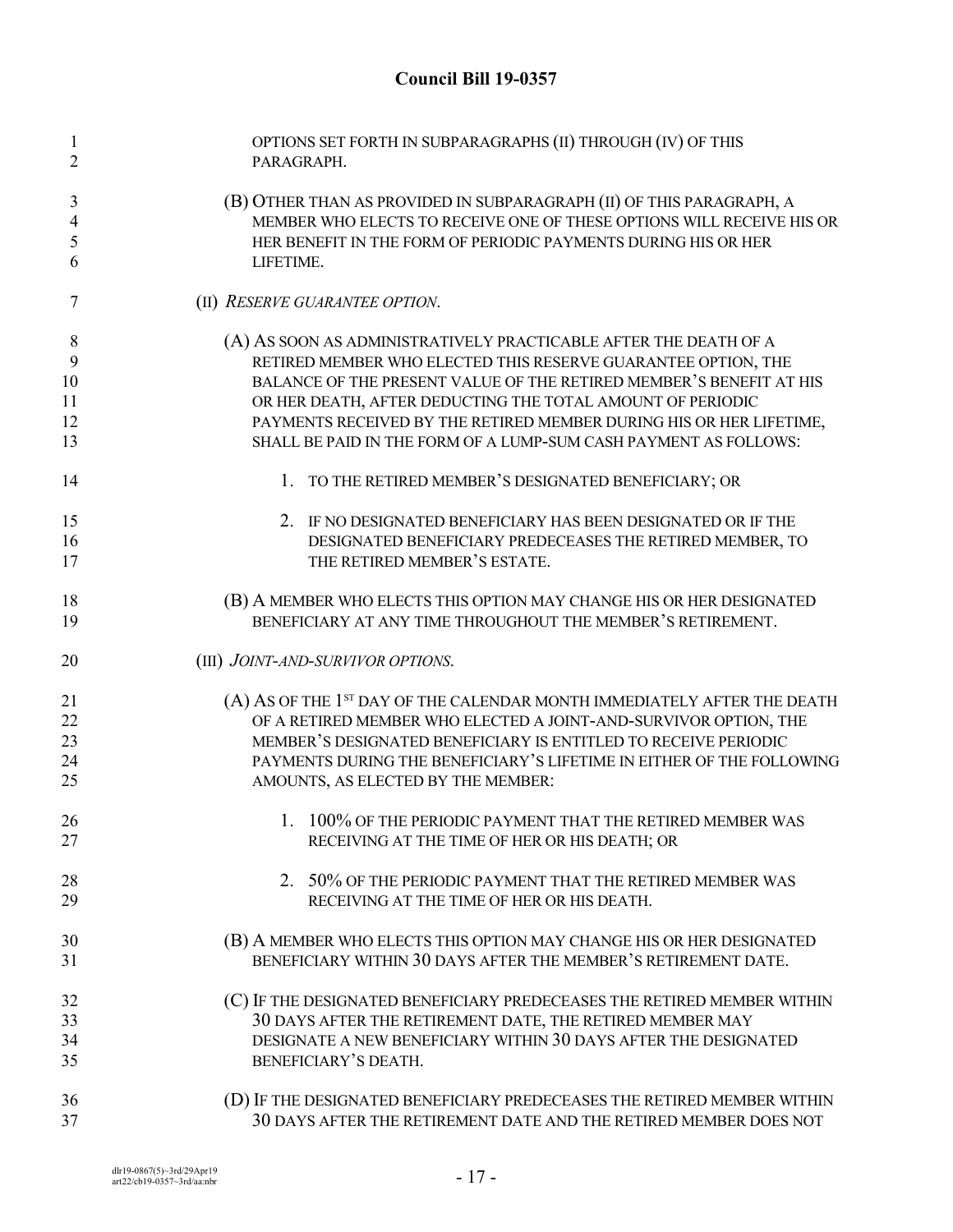OPTIONS SET FORTH IN SUBPARAGRAPHS (II) THROUGH (IV) OF THIS PARAGRAPH.

(B) OTHER THAN AS PROVIDED IN SUBPARAGRAPH (II) OF THIS PARAGRAPH, A MEMBER WHO ELECTS TO RECEIVE ONE OF THESE OPTIONS WILL RECEIVE HIS OR HER BENEFIT IN THE FORM OF PERIODIC PAYMENTS DURING HIS OR HER LIFETIME.

(II) *RESERVE GUARANTEE OPTION*.

(A) AS SOON AS ADMINISTRATIVELY PRACTICABLE AFTER THE DEATH OF A RETIRED MEMBER WHO ELECTED THIS RESERVE GUARANTEE OPTION, THE BALANCE OF THE PRESENT VALUE OF THE RETIRED MEMBER'S BENEFIT AT HIS OR HER DEATH, AFTER DEDUCTING THE TOTAL AMOUNT OF PERIODIC PAYMENTS RECEIVED BY THE RETIRED MEMBER DURING HIS OR HER LIFETIME, SHALL BE PAID IN THE FORM OF A LUMP-SUM CASH PAYMENT AS FOLLOWS:

1. TO THE RETIRED MEMBER'S DESIGNATED BENEFICIARY; OR

2. IF NO DESIGNATED BENEFICIARY HAS BEEN DESIGNATED OR IF THE DESIGNATED BENEFICIARY PREDECEASES THE RETIRED MEMBER, TO THE RETIRED MEMBER'S ESTATE.

(B) A MEMBER WHO ELECTS THIS OPTION MAY CHANGE HIS OR HER DESIGNATED BENEFICIARY AT ANY TIME THROUGHOUT THE MEMBER'S RETIREMENT.

(III) *JOINT-AND-SURVIVOR OPTIONS*.

(A) AS OF THE 1ST DAY OF THE CALENDAR MONTH IMMEDIATELY AFTER THE DEATH OF A RETIRED MEMBER WHO ELECTED A JOINT-AND-SURVIVOR OPTION, THE MEMBER'S DESIGNATED BENEFICIARY IS ENTITLED TO RECEIVE PERIODIC PAYMENTS DURING THE BENEFICIARY'S LIFETIME IN EITHER OF THE FOLLOWING AMOUNTS, AS ELECTED BY THE MEMBER:

1. 100% OF THE PERIODIC PAYMENT THAT THE RETIRED MEMBER WAS RECEIVING AT THE TIME OF HER OR HIS DEATH; OR

2. 50% OF THE PERIODIC PAYMENT THAT THE RETIRED MEMBER WAS RECEIVING AT THE TIME OF HER OR HIS DEATH.

(B) A MEMBER WHO ELECTS THIS OPTION MAY CHANGE HIS OR HER DESIGNATED BENEFICIARY WITHIN 30 DAYS AFTER THE MEMBER'S RETIREMENT DATE.

(C) IF THE DESIGNATED BENEFICIARY PREDECEASES THE RETIRED MEMBER WITHIN 30 DAYS AFTER THE RETIREMENT DATE, THE RETIRED MEMBER MAY DESIGNATE A NEW BENEFICIARY WITHIN 30 DAYS AFTER THE DESIGNATED BENEFICIARY'S DEATH.

(D) IF THE DESIGNATED BENEFICIARY PREDECEASES THE RETIRED MEMBER WITHIN 30 DAYS AFTER THE RETIREMENT DATE AND THE RETIRED MEMBER DOES NOT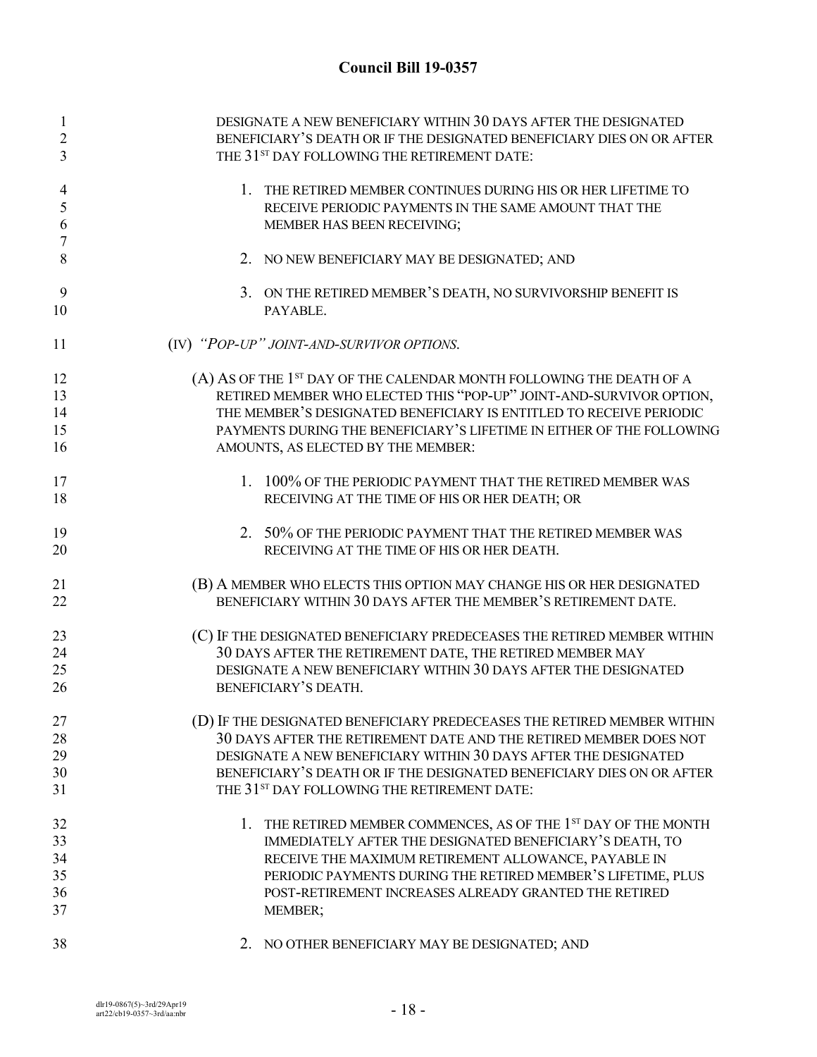DESIGNATE A NEW BENEFICIARY WITHIN 30 DAYS AFTER THE DESIGNATED BENEFICIARY'S DEATH OR IF THE DESIGNATED BENEFICIARY DIES ON OR AFTER THE 31ST DAY FOLLOWING THE RETIREMENT DATE:

1. THE RETIRED MEMBER CONTINUES DURING HIS OR HER LIFETIME TO RECEIVE PERIODIC PAYMENTS IN THE SAME AMOUNT THAT THE MEMBER HAS BEEN RECEIVING;

2. NO NEW BENEFICIARY MAY BE DESIGNATED; AND

3. ON THE RETIRED MEMBER'S DEATH, NO SURVIVORSHIP BENEFIT IS PAYABLE.

(IV) *"POP-UP" JOINT-AND-SURVIVOR OPTIONS.*

(A) AS OF THE 1ST DAY OF THE CALENDAR MONTH FOLLOWING THE DEATH OF A RETIRED MEMBER WHO ELECTED THIS "POP-UP" JOINT-AND-SURVIVOR OPTION, THE MEMBER'S DESIGNATED BENEFICIARY IS ENTITLED TO RECEIVE PERIODIC PAYMENTS DURING THE BENEFICIARY'S LIFETIME IN EITHER OF THE FOLLOWING AMOUNTS, AS ELECTED BY THE MEMBER:

1. 100% OF THE PERIODIC PAYMENT THAT THE RETIRED MEMBER WAS RECEIVING AT THE TIME OF HIS OR HER DEATH; OR

2. 50% OF THE PERIODIC PAYMENT THAT THE RETIRED MEMBER WAS RECEIVING AT THE TIME OF HIS OR HER DEATH.

(B) A MEMBER WHO ELECTS THIS OPTION MAY CHANGE HIS OR HER DESIGNATED BENEFICIARY WITHIN 30 DAYS AFTER THE MEMBER'S RETIREMENT DATE.

(C) IF THE DESIGNATED BENEFICIARY PREDECEASES THE RETIRED MEMBER WITHIN 30 DAYS AFTER THE RETIREMENT DATE, THE RETIRED MEMBER MAY DESIGNATE A NEW BENEFICIARY WITHIN 30 DAYS AFTER THE DESIGNATED BENEFICIARY'S DEATH.

(D) IF THE DESIGNATED BENEFICIARY PREDECEASES THE RETIRED MEMBER WITHIN 30 DAYS AFTER THE RETIREMENT DATE AND THE RETIRED MEMBER DOES NOT DESIGNATE A NEW BENEFICIARY WITHIN 30 DAYS AFTER THE DESIGNATED BENEFICIARY'S DEATH OR IF THE DESIGNATED BENEFICIARY DIES ON OR AFTER THE 31ST DAY FOLLOWING THE RETIREMENT DATE:

1. THE RETIRED MEMBER COMMENCES, AS OF THE 1ST DAY OF THE MONTH IMMEDIATELY AFTER THE DESIGNATED BENEFICIARY'S DEATH, TO RECEIVE THE MAXIMUM RETIREMENT ALLOWANCE, PAYABLE IN PERIODIC PAYMENTS DURING THE RETIRED MEMBER'S LIFETIME, PLUS POST-RETIREMENT INCREASES ALREADY GRANTED THE RETIRED MEMBER;

2. NO OTHER BENEFICIARY MAY BE DESIGNATED; AND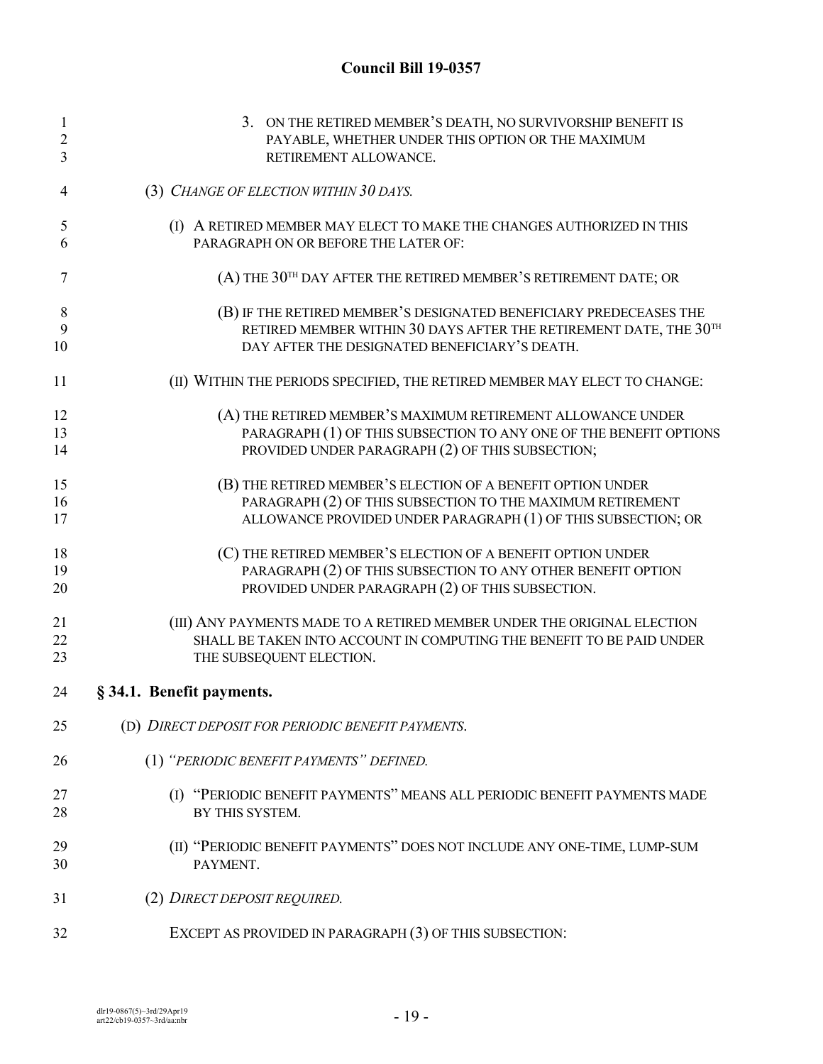3. ON THE RETIRED MEMBER'S DEATH, NO SURVIVORSHIP BENEFIT IS PAYABLE, WHETHER UNDER THIS OPTION OR THE MAXIMUM RETIREMENT ALLOWANCE.

(3) *CHANGE OF ELECTION WITHIN 30 DAYS.*

(I) A RETIRED MEMBER MAY ELECT TO MAKE THE CHANGES AUTHORIZED IN THIS PARAGRAPH ON OR BEFORE THE LATER OF:

(A) THE 30TH DAY AFTER THE RETIRED MEMBER'S RETIREMENT DATE; OR

(B) IF THE RETIRED MEMBER'S DESIGNATED BENEFICIARY PREDECEASES THE RETIRED MEMBER WITHIN 30 DAYS AFTER THE RETIREMENT DATE, THE 30TH DAY AFTER THE DESIGNATED BENEFICIARY'S DEATH.

(II) WITHIN THE PERIODS SPECIFIED, THE RETIRED MEMBER MAY ELECT TO CHANGE:

(A) THE RETIRED MEMBER'S MAXIMUM RETIREMENT ALLOWANCE UNDER PARAGRAPH (1) OF THIS SUBSECTION TO ANY ONE OF THE BENEFIT OPTIONS PROVIDED UNDER PARAGRAPH (2) OF THIS SUBSECTION;

(B) THE RETIRED MEMBER'S ELECTION OF A BENEFIT OPTION UNDER PARAGRAPH (2) OF THIS SUBSECTION TO THE MAXIMUM RETIREMENT ALLOWANCE PROVIDED UNDER PARAGRAPH (1) OF THIS SUBSECTION; OR

(C) THE RETIRED MEMBER'S ELECTION OF A BENEFIT OPTION UNDER PARAGRAPH (2) OF THIS SUBSECTION TO ANY OTHER BENEFIT OPTION PROVIDED UNDER PARAGRAPH (2) OF THIS SUBSECTION.

(III) ANY PAYMENTS MADE TO A RETIRED MEMBER UNDER THE ORIGINAL ELECTION SHALL BE TAKEN INTO ACCOUNT IN COMPUTING THE BENEFIT TO BE PAID UNDER THE SUBSEQUENT ELECTION.

**§ 34.1. Benefit payments.**

(D) *DIRECT DEPOSIT FOR PERIODIC BENEFIT PAYMENTS.*

(1) *"PERIODIC BENEFIT PAYMENTS" DEFINED.*

(I) "PERIODIC BENEFIT PAYMENTS" MEANS ALL PERIODIC BENEFIT PAYMENTS MADE BY THIS SYSTEM.

(II) "PERIODIC BENEFIT PAYMENTS" DOES NOT INCLUDE ANY ONE-TIME, LUMP-SUM PAYMENT.

(2) *DIRECT DEPOSIT REQUIRED.*

EXCEPT AS PROVIDED IN PARAGRAPH (3) OF THIS SUBSECTION: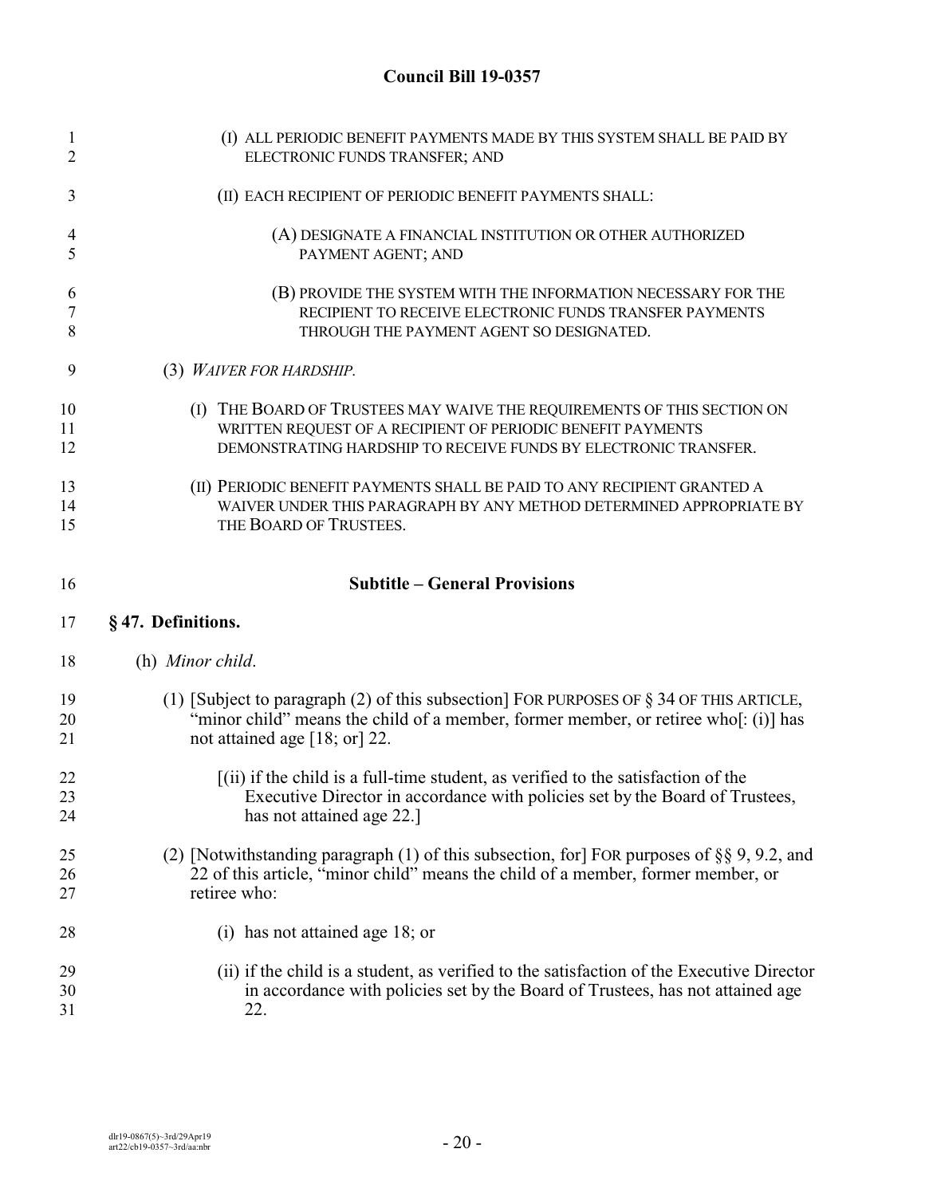(I) ALL PERIODIC BENEFIT PAYMENTS MADE BY THIS SYSTEM SHALL BE PAID BY ELECTRONIC FUNDS TRANSFER; AND

(II) EACH RECIPIENT OF PERIODIC BENEFIT PAYMENTS SHALL:

(A) DESIGNATE A FINANCIAL INSTITUTION OR OTHER AUTHORIZED PAYMENT AGENT; AND

(B) PROVIDE THE SYSTEM WITH THE INFORMATION NECESSARY FOR THE RECIPIENT TO RECEIVE ELECTRONIC FUNDS TRANSFER PAYMENTS THROUGH THE PAYMENT AGENT SO DESIGNATED.

(3) *WAIVER FOR HARDSHIP.*

(I) THE BOARD OF TRUSTEES MAY WAIVE THE REQUIREMENTS OF THIS SECTION ON WRITTEN REQUEST OF A RECIPIENT OF PERIODIC BENEFIT PAYMENTS DEMONSTRATING HARDSHIP TO RECEIVE FUNDS BY ELECTRONIC TRANSFER.

(II) PERIODIC BENEFIT PAYMENTS SHALL BE PAID TO ANY RECIPIENT GRANTED A WAIVER UNDER THIS PARAGRAPH BY ANY METHOD DETERMINED APPROPRIATE BY THE BOARD OF TRUSTEES.

## Subtitle – General Provisions

**§ 47. Definitions.**

(h) *Minor child*.

(1) [Subject to paragraph (2) of this subsection] FOR PURPOSES OF § 34 OF THIS ARTICLE, "minor child" means the child of a member, former member, or retiree who[: (i)] has not attained age [18; or] 22.

[(ii) if the child is a full-time student, as verified to the satisfaction of the Executive Director in accordance with policies set by the Board of Trustees, has not attained age 22.]

(2) [Notwithstanding paragraph (1) of this subsection, for] FOR purposes of §§ 9, 9.2, and 22 of this article, "minor child" means the child of a member, former member, or retiree who:

(i) has not attained age 18; or

(ii) if the child is a student, as verified to the satisfaction of the Executive Director in accordance with policies set by the Board of Trustees, has not attained age 22.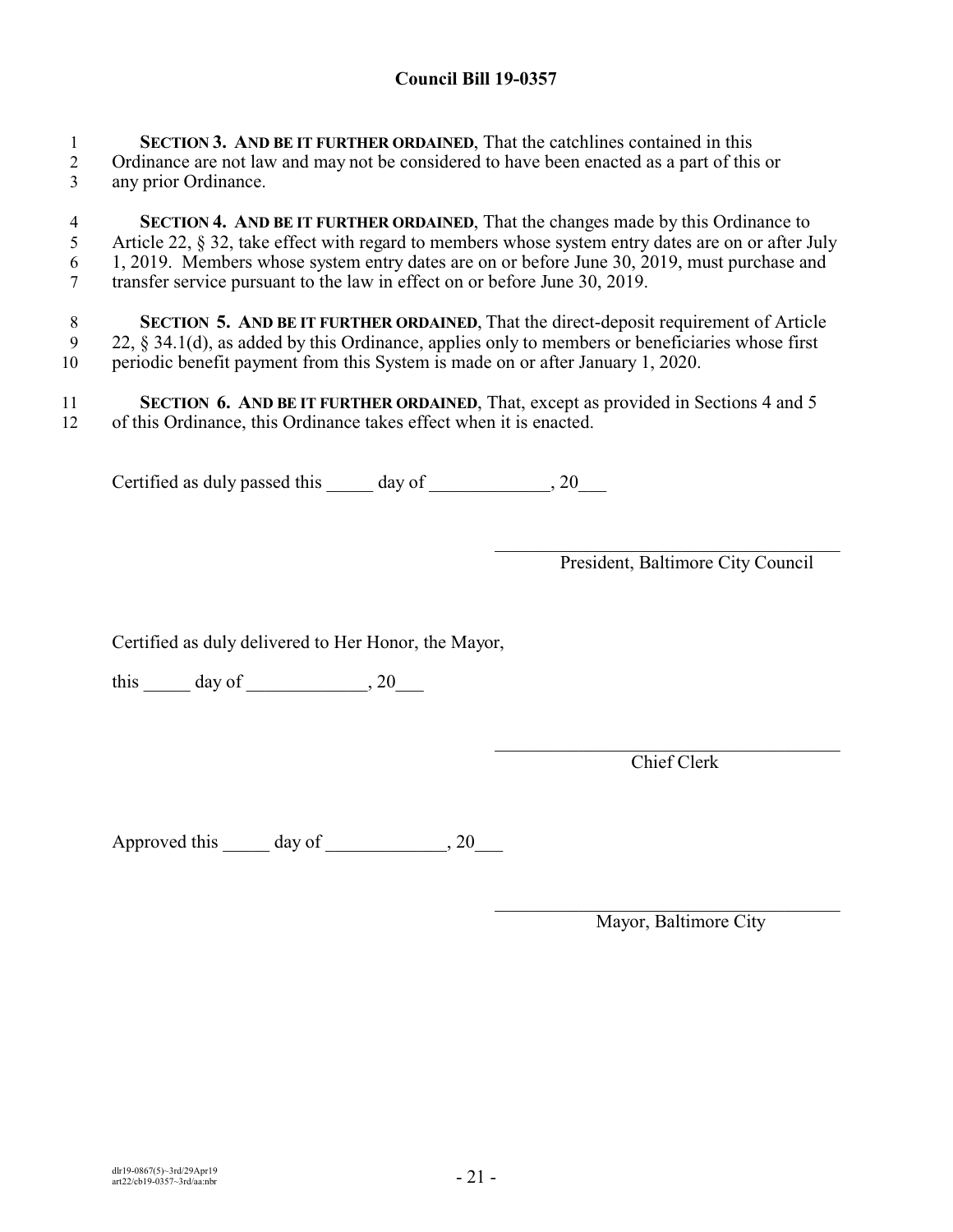**SECTION 3. AND BE IT FURTHER ORDAINED**, That the catchlines contained in this Ordinance are not law and may not be considered to have been enacted as a part of this or any prior Ordinance.

**SECTION 4. AND BE IT FURTHER ORDAINED**, That the changes made by this Ordinance to Article 22, § 32, take effect with regard to members whose system entry dates are on or after July 1, 2019. Members whose system entry dates are on or before June 30, 2019, must purchase and transfer service pursuant to the law in effect on or before June 30, 2019.

**SECTION 5. AND BE IT FURTHER ORDAINED**, That the direct-deposit requirement of Article 22, § 34.1(d), as added by this Ordinance, applies only to members or beneficiaries whose first periodic benefit payment from this System is made on or after January 1, 2020.

**SECTION 6. AND BE IT FURTHER ORDAINED**, That, except as provided in Sections 4 and 5 of this Ordinance, this Ordinance takes effect when it is enacted.

Certified as duly passed this _____ day of _____________, 20___

_______________________________________
President, Baltimore City Council

Certified as duly delivered to Her Honor, the Mayor,

this _____ day of _____________, 20___

_______________________________________
Chief Clerk

Approved this _____ day of _____________, 20___

_______________________________________
Mayor, Baltimore City

dlr19-0867(5)~3rd/29Apr19
art22/cb19-0357~3rd/aa:nbr